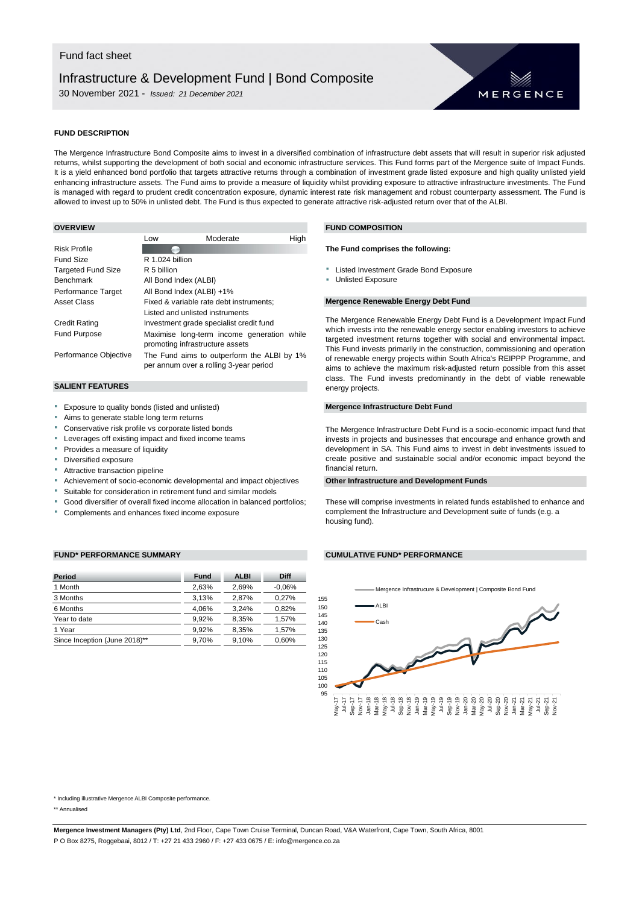Fund fact sheet

# Infrastructure & Development Fund | Bond Composite

30 November 2021 - *Issued: 21 December 2021*

MERGENCE

## FUND DESCRIPTION

The Mergence Infrastructure Bond Composite aims to invest in a diversified combination of infrastructure debt assets that will result in superior risk adjusted returns, whilst supporting the development of both social and economic infrastructure services. This Fund forms part of the Mergence suite of Impact Funds. It is a yield enhanced bond portfolio that targets attractive returns through a combination of investment grade listed exposure and high quality unlisted yield enhancing infrastructure assets. The Fund aims to provide a measure of liquidity whilst providing exposure to attractive infrastructure investments. The Fund is managed with regard to prudent credit concentration exposure, dynamic interest rate risk management and robust counterparty assessment. The Fund is allowed to invest up to 50% in unlisted debt. The Fund is thus expected to generate attractive risk-adjusted return over that of the ALBI.

## OVERVIEW

| | |
|---|---|
| Risk Profile | Low / Moderate / High |
| Fund Size | R 1.024 billion |
| Targeted Fund Size | R 5 billion |
| Benchmark | All Bond Index (ALBI) |
| Performance Target | All Bond Index (ALBI) +1% |
| Asset Class | Fixed & variable rate debt instruments; Listed and unlisted instruments |
| Credit Rating | Investment grade specialist credit fund |
| Fund Purpose | Maximise long-term income generation while promoting infrastructure assets |
| Performance Objective | The Fund aims to outperform the ALBI by 1% per annum over a rolling 3-year period |

## SALIENT FEATURES

- Exposure to quality bonds (listed and unlisted)
- Aims to generate stable long term returns
- Conservative risk profile vs corporate listed bonds
- Leverages off existing impact and fixed income teams
- Provides a measure of liquidity
- Diversified exposure
- Attractive transaction pipeline
- Achievement of socio-economic developmental and impact objectives
- Suitable for consideration in retirement fund and similar models
- Good diversifier of overall fixed income allocation in balanced portfolios;
- Complements and enhances fixed income exposure

## FUND COMPOSITION

**The Fund comprises the following:**

- Listed Investment Grade Bond Exposure
- Unlisted Exposure

### Mergence Renewable Energy Debt Fund

The Mergence Renewable Energy Debt Fund is a Development Impact Fund which invests into the renewable energy sector enabling investors to achieve targeted investment returns together with social and environmental impact. This Fund invests primarily in the construction, commissioning and operation of renewable energy projects within South Africa's REIPPP Programme, and aims to achieve the maximum risk-adjusted return possible from this asset class. The Fund invests predominantly in the debt of viable renewable energy projects.

### Mergence Infrastructure Debt Fund

The Mergence Infrastructure Debt Fund is a socio-economic impact fund that invests in projects and businesses that encourage and enhance growth and development in SA. This Fund aims to invest in debt investments issued to create positive and sustainable social and/or economic impact beyond the financial return.

### Other Infrastructure and Development Funds

These will comprise investments in related funds established to enhance and complement the Infrastructure and Development suite of funds (e.g. a housing fund).

## FUND* PERFORMANCE SUMMARY

| Period | Fund | ALBI | Diff |
|---|---|---|---|
| 1 Month | 2,63% | 2,69% | -0,06% |
| 3 Months | 3,13% | 2,87% | 0,27% |
| 6 Months | 4,06% | 3,24% | 0,82% |
| Year to date | 9,92% | 8,35% | 1,57% |
| 1 Year | 9,92% | 8,35% | 1,57% |
| Since Inception (June 2018)** | 9,70% | 9,10% | 0,60% |

## CUMULATIVE FUND* PERFORMANCE

Legend: Mergence Infrastrucure & Development | Composite Bond Fund; ALBI; Cash

\* Including illustrative Mergence ALBI Composite performance.

\** Annualised

**Mergence Investment Managers (Pty) Ltd**, 2nd Floor, Cape Town Cruise Terminal, Duncan Road, V&A Waterfront, Cape Town, South Africa, 8001
P O Box 8275, Roggebaai, 8012 / T: +27 21 433 2960 / F: +27 433 0675 / E: info@mergence.co.za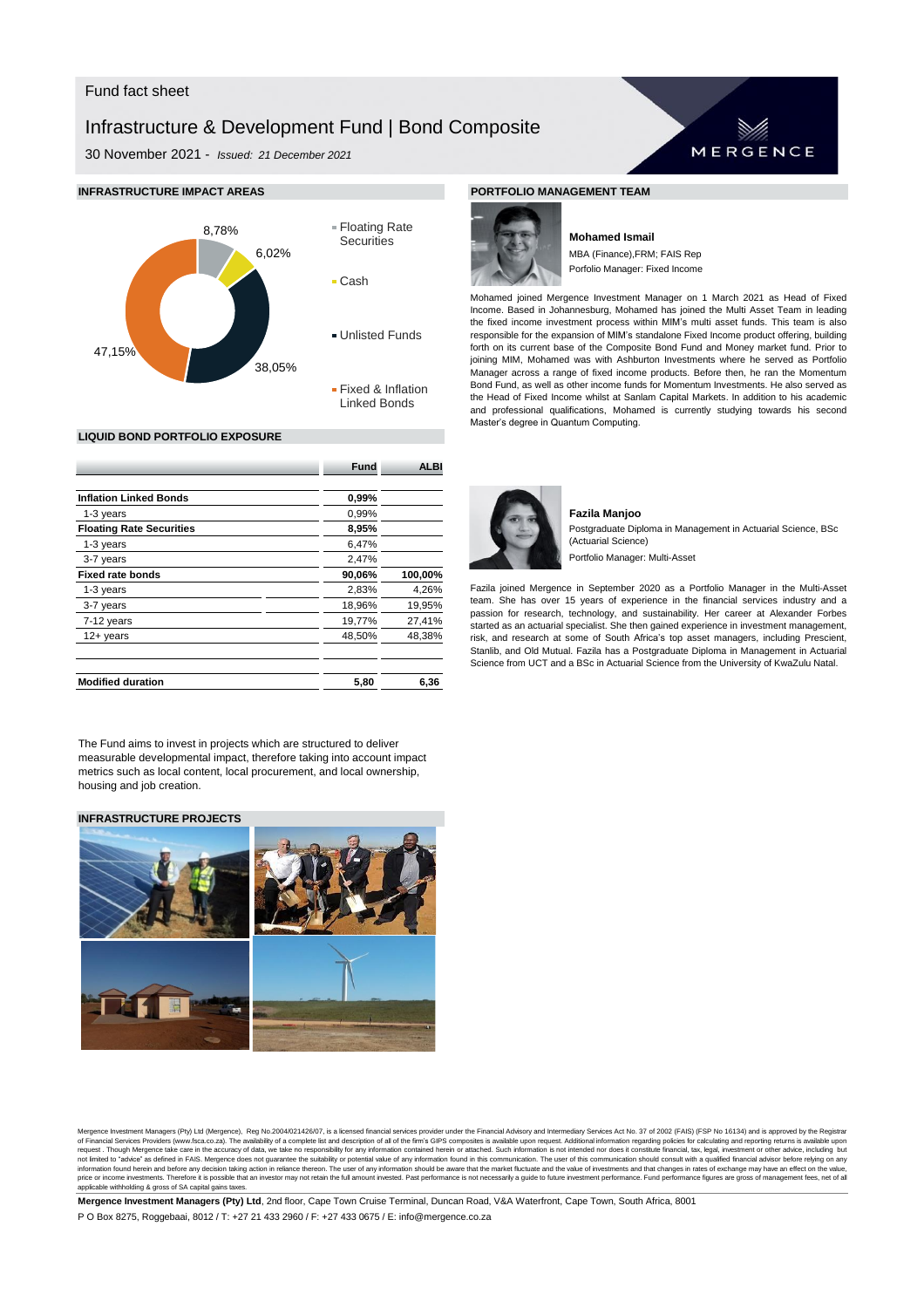Fund fact sheet

# Infrastructure & Development Fund | Bond Composite

30 November 2021 - *Issued: 21 December 2021*

MERGENCE

## INFRASTRUCTURE IMPACT AREAS

8,78%
6,02%
47,15%
38,05%

- Floating Rate Securities
- Cash
- Unlisted Funds
- Fixed & Inflation Linked Bonds

## LIQUID BOND PORTFOLIO EXPOSURE

| | Fund | ALBI |
|---|---|---|
| **Inflation Linked Bonds** | **0,99%** | |
| 1-3 years | 0,99% | |
| **Floating Rate Securities** | **8,95%** | |
| 1-3 years | 6,47% | |
| 3-7 years | 2,47% | |
| **Fixed rate bonds** | **90,06%** | **100,00%** |
| 1-3 years | 2,83% | 4,26% |
| 3-7 years | 18,96% | 19,95% |
| 7-12 years | 19,77% | 27,41% |
| 12+ years | 48,50% | 48,38% |
| **Modified duration** | **5,80** | **6,36** |

The Fund aims to invest in projects which are structured to deliver measurable developmental impact, therefore taking into account impact metrics such as local content, local procurement, and local ownership, housing and job creation.

## INFRASTRUCTURE PROJECTS

## PORTFOLIO MANAGEMENT TEAM

**Mohamed Ismail**

MBA (Finance),FRM; FAIS Rep

Porfolio Manager: Fixed Income

Mohamed joined Mergence Investment Manager on 1 March 2021 as Head of Fixed Income. Based in Johannesburg, Mohamed has joined the Multi Asset Team in leading the fixed income investment process within MIM's multi asset funds. This team is also responsible for the expansion of MIM's standalone Fixed Income product offering, building forth on its current base of the Composite Bond Fund and Money market fund. Prior to joining MIM, Mohamed was with Ashburton Investments where he served as Portfolio Manager across a range of fixed income products. Before then, he ran the Momentum Bond Fund, as well as other income funds for Momentum Investments. He also served as the Head of Fixed Income whilst at Sanlam Capital Markets. In addition to his academic and professional qualifications, Mohamed is currently studying towards his second Master's degree in Quantum Computing.

**Fazila Manjoo**

Postgraduate Diploma in Management in Actuarial Science, BSc (Actuarial Science)

Portfolio Manager: Multi-Asset

Fazila joined Mergence in September 2020 as a Portfolio Manager in the Multi-Asset team. She has over 15 years of experience in the financial services industry and a passion for research, technology, and sustainability. Her career at Alexander Forbes started as an actuarial specialist. She then gained experience in investment management, risk, and research at some of South Africa's top asset managers, including Prescient, Stanlib, and Old Mutual. Fazila has a Postgraduate Diploma in Management in Actuarial Science from UCT and a BSc in Actuarial Science from the University of KwaZulu Natal.

Mergence Investment Managers (Pty) Ltd (Mergence), Reg No.2004/021426/07, is a licensed financial services provider under the Financial Advisory and Intermediary Services Act No. 37 of 2002 (FAIS) (FSP No 16134) and is approved by the Registrar of Financial Services Providers (www.fsca.co.za). The availability of a complete list and description of all of the firm's GIPS composites is available upon request. Additional information regarding policies for calculating and reporting returns is available upon request . Though Mergence take care in the accuracy of data, we take no responsibility for any information contained herein or attached. Such information is not intended nor does it constitute financial, tax, legal, investment or other advice, including but not limited to "advice" as defined in FAIS. Mergence does not guarantee the suitability or potential value of any information found in this communication. The user of this communication should consult with a qualified financial advisor before relying on any information found herein and before any decision taking action in reliance thereon. The user of any information should be aware that the market fluctuate and the value of investments and that changes in rates of exchange may have an effect on the value, price or income investments. Therefore it is possible that an investor may not retain the full amount invested. Past performance is not necessarily a guide to future investment performance. Fund performance figures are gross of management fees, net of all applicable withholding & gross of SA capital gains taxes.

**Mergence Investment Managers (Pty) Ltd**, 2nd floor, Cape Town Cruise Terminal, Duncan Road, V&A Waterfront, Cape Town, South Africa, 8001

P O Box 8275, Roggebaai, 8012 / T: +27 21 433 2960 / F: +27 433 0675 / E: info@mergence.co.za